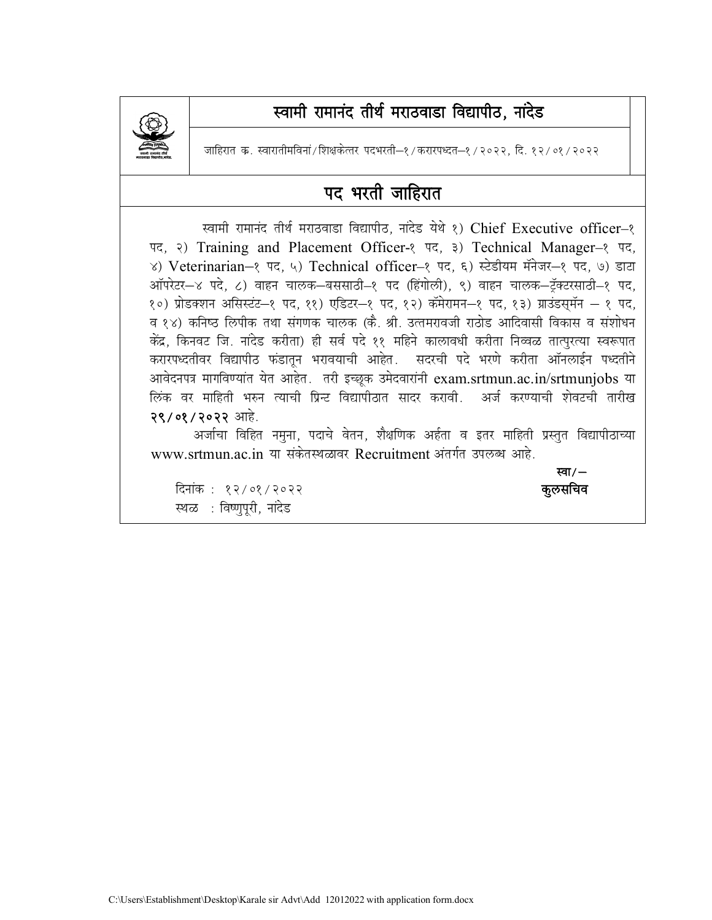# स्वामी रामानंद तीर्थ मराठवाडा विद्यापीठ, नांदेड

जाहिरात क्र. स्वारातीमविनां/शिक्षकेत्तर पदभरती–१/करारपध्दत–१/२०२२, दि. १२/०१/२०२२

## पद भरती जाहिरात

स्वामी रामानंद तीर्थ मराठवाडा विद्यापीठ, नांदेड येथे १) Chief Executive officer–१ पद, २) Training and Placement Officer-१ पद, ३) Technical Manager–१ पद, ४) Veterinarian–१ पद, ५) Technical officer–१ पद, ६) स्टेडीयम मॅनेजर–१ पद, ७) डाटा ऑपरेटर–४ पदे, ८) वाहन चालक–बससाठी–१ पद (हिंगोली), ९) वाहन चालक–ट्रॅक्टरसाठी–१ पद, १०) प्रोडक्शन असिस्टंट–१ पद, ११) एडिटर–१ पद, १२) कॅमेरामन–१ पद, १३) ग्राउंडस्मॅन – १ पद, व १४) कनिष्ठ लिपीक तथा संगणक चालक (कै. श्री. उत्तमरावजी राठोड आदिवासी विकास व संशोधन केंद्र, किनवट जि. नांदेड करीता) ही सर्व पदे ११ महिने कालावधी करीता निव्वळ तात्पुरत्या स्वरूपात करारपध्दतीवर विद्यापीठ फंडातून भरावयाची आहेत. सदरची पदे भरणे करीता ऑनलाईन पध्दतीने आवेदनपत्र मागविण्यांत येत आहेत. तरी इच्छूक उमेदवारांनी exam.srtmun.ac.in/srtmunjobs या लिंक वर माहिती भरुन त्याची प्रिन्ट विद्यापीठात सादर करावी. अर्ज करण्याची शेवटची तारीख **२९/०१/२०२२** आहे.

अर्जाचा विहित नमुना, पदाचे वेतन, शैक्षणिक अर्हता व इतर माहिती प्रस्तुत विद्यापीठाच्या www.srtmun.ac.in या संकेतस्थळावर Recruitment अंतर्गत उपलब्ध आहे.

**स्वा/–**
**कुलसचिव**

दिनांक : १२/०१/२०२२
स्थळ : विष्णुपूरी, नांदेड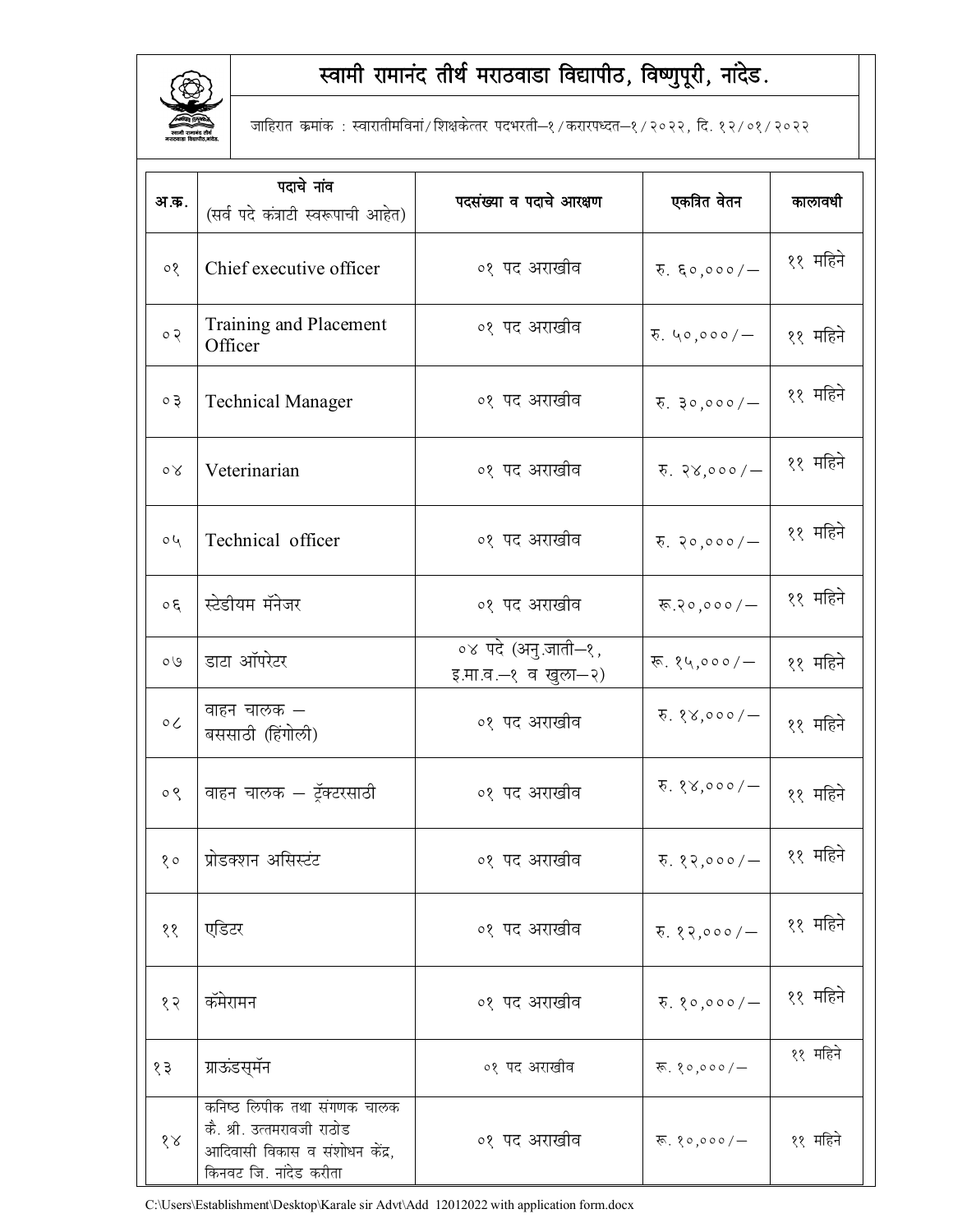# स्वामी रामानंद तीर्थ मराठवाडा विद्यापीठ, विष्णुपूरी, नांदेड.

जाहिरात क्रमांक : स्वारातीमविनां/शिक्षकेत्तर पदभरती–१/करारपध्दत–१/२०२२, दि. १२/०१/२०२२

| अ.क्र. | पदाचे नांव (सर्व पदे कंत्राटी स्वरूपाची आहेत) | पदसंख्या व पदाचे आरक्षण | एकत्रित वेतन | कालावधी |
|---|---|---|---|---|
| ०१ | Chief executive officer | ०१ पद अराखीव | रु. ६०,०००/– | ११ महिने |
| ०२ | Training and Placement Officer | ०१ पद अराखीव | रु. ५०,०००/– | ११ महिने |
| ०३ | Technical Manager | ०१ पद अराखीव | रु. ३०,०००/– | ११ महिने |
| ०४ | Veterinarian | ०१ पद अराखीव | रु. २४,०००/– | ११ महिने |
| ०५ | Technical officer | ०१ पद अराखीव | रु. २०,०००/– | ११ महिने |
| ०६ | स्टेडीयम मॅनेजर | ०१ पद अराखीव | रू.२०,०००/– | ११ महिने |
| ०७ | डाटा ऑपरेटर | ०४ पदे (अनु.जाती–१, इ.मा.व.–१ व खुला–२) | रू. १५,०००/– | ११ महिने |
| ०८ | वाहन चालक – बससाठी (हिंगोली) | ०१ पद अराखीव | रु. १४,०००/– | ११ महिने |
| ०९ | वाहन चालक – ट्रॅक्टरसाठी | ०१ पद अराखीव | रु. १४,०००/– | ११ महिने |
| १० | प्रोडक्शन असिस्टंट | ०१ पद अराखीव | रु. १२,०००/– | ११ महिने |
| ११ | एडिटर | ०१ पद अराखीव | रु. १२,०००/– | ११ महिने |
| १२ | कॅमेरामन | ०१ पद अराखीव | रु. १०,०००/– | ११ महिने |
| १३ | ग्राऊंडस्मॅन | ०१ पद अराखीव | रू. १०,०००/– | ११ महिने |
| १४ | कनिष्ठ लिपीक तथा संगणक चालक कै. श्री. उत्तमरावजी राठोड आदिवासी विकास व संशोधन केंद्र, किनवट जि. नांदेड करीता | ०१ पद अराखीव | रू. १०,०००/– | ११ महिने |

C:\Users\Establishment\Desktop\Karale sir Advt\Add 12012022 with application form.docx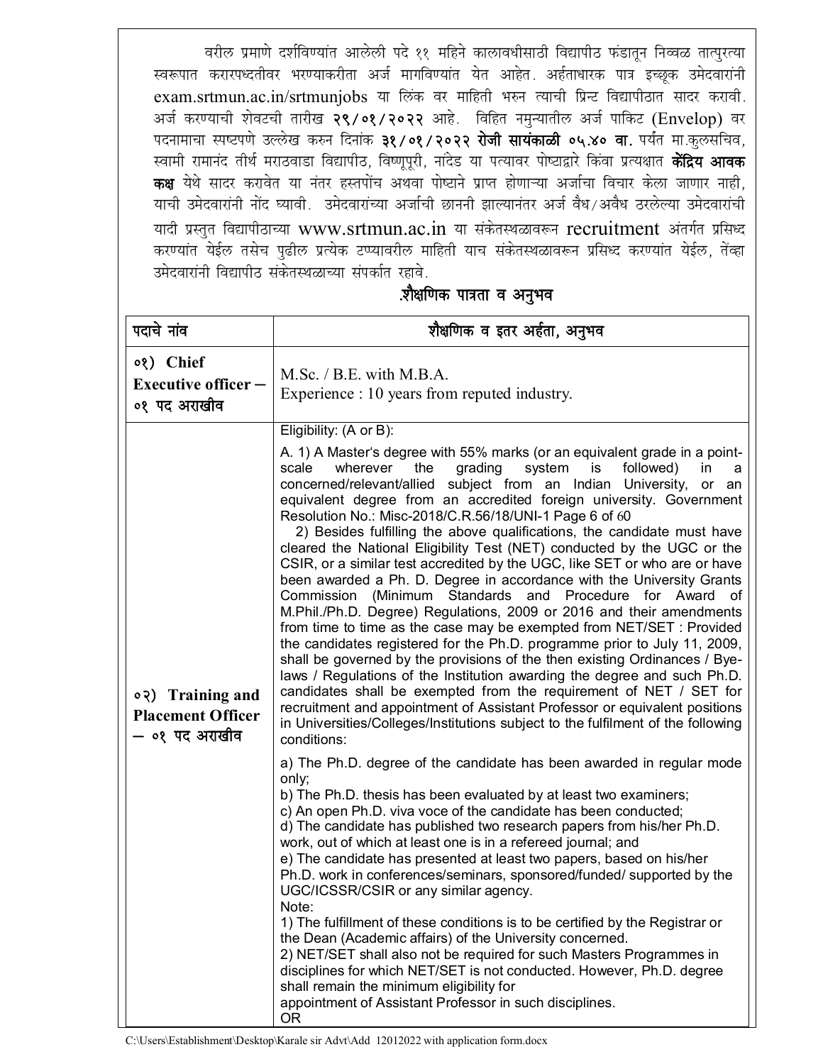वरील प्रमाणे दर्शविण्यांत आलेली पदे ११ महिने कालावधीसाठी विद्यापीठ फंडातून निव्वळ तात्पुरत्या स्वरूपात करारपध्दतीवर भरण्याकरीता अर्ज मागविण्यांत येत आहेत. अर्हताधारक पात्र इच्छूक उमेदवारांनी exam.srtmun.ac.in/srtmunjobs या लिंक वर माहिती भरुन त्याची प्रिन्ट विद्यापीठात सादर करावी. अर्ज करण्याची शेवटची तारीख **२९/०१/२०२२** आहे. विहित नमुन्यातील अर्ज पाकिट (Envelop) वर पदनामाचा स्पष्टपणे उल्लेख करुन दिनांक **३१/०१/२०२२ रोजी सायंकाळी ०५.४० वा.** पर्यंत मा.कुलसचिव, स्वामी रामानंद तीर्थ मराठवाडा विद्यापीठ, विष्णूपूरी, नांदेड या पत्यावर पोष्टाद्वारे किंवा प्रत्यक्षात **केंद्रिय आवक कक्ष** येथे सादर करावेत या नंतर हस्तपोंच अथवा पोष्टाने प्राप्त होणाऱ्या अर्जाचा विचार केला जाणार नाही, याची उमेदवारांनी नोंद घ्यावी. उमेदवारांच्या अर्जाची छाननी झाल्यानंतर अर्ज वैध/अवैध ठरलेल्या उमेदवारांची यादी प्रस्तुत विद्यापीठाच्या www.srtmun.ac.in या संकेतस्थळावरून recruitment अंतर्गत प्रसिध्द करण्यांत येईल तसेच पुढील प्रत्येक टप्प्यावरील माहिती याच संकेतस्थळावरून प्रसिध्द करण्यांत येईल, तेंव्हा उमेदवारांनी विद्यापीठ संकेतस्थळाच्या संपर्कात रहावे.

## .शैक्षणिक पात्रता व अनुभव

| पदाचे नांव | शैक्षणिक व इतर अर्हता, अनुभव |
|---|---|
| **०१) Chief Executive officer – ०१ पद अराखीव** | M.Sc. / B.E. with M.B.A.<br>Experience : 10 years from reputed industry. |
| **०२) Training and Placement Officer – ०१ पद अराखीव** | Eligibility: (A or B):<br>A. 1) A Master's degree with 55% marks (or an equivalent grade in a point-scale wherever the grading system is followed) in a concerned/relevant/allied subject from an Indian University, or an equivalent degree from an accredited foreign university. Government Resolution No.: Misc-2018/C.R.56/18/UNI-1 Page 6 of 60<br>2) Besides fulfilling the above qualifications, the candidate must have cleared the National Eligibility Test (NET) conducted by the UGC or the CSIR, or a similar test accredited by the UGC, like SET or who are or have been awarded a Ph. D. Degree in accordance with the University Grants Commission (Minimum Standards and Procedure for Award of M.Phil./Ph.D. Degree) Regulations, 2009 or 2016 and their amendments from time to time as the case may be exempted from NET/SET : Provided the candidates registered for the Ph.D. programme prior to July 11, 2009, shall be governed by the provisions of the then existing Ordinances / Bye-laws / Regulations of the Institution awarding the degree and such Ph.D. candidates shall be exempted from the requirement of NET / SET for recruitment and appointment of Assistant Professor or equivalent positions in Universities/Colleges/Institutions subject to the fulfilment of the following conditions:<br>a) The Ph.D. degree of the candidate has been awarded in regular mode only;<br>b) The Ph.D. thesis has been evaluated by at least two examiners;<br>c) An open Ph.D. viva voce of the candidate has been conducted;<br>d) The candidate has published two research papers from his/her Ph.D. work, out of which at least one is in a refereed journal; and<br>e) The candidate has presented at least two papers, based on his/her Ph.D. work in conferences/seminars, sponsored/funded/ supported by the UGC/ICSSR/CSIR or any similar agency.<br>Note:<br>1) The fulfillment of these conditions is to be certified by the Registrar or the Dean (Academic affairs) of the University concerned.<br>2) NET/SET shall also not be required for such Masters Programmes in disciplines for which NET/SET is not conducted. However, Ph.D. degree shall remain the minimum eligibility for appointment of Assistant Professor in such disciplines.<br>OR |

C:\Users\Establishment\Desktop\Karale sir Advt\Add 12012022 with application form.docx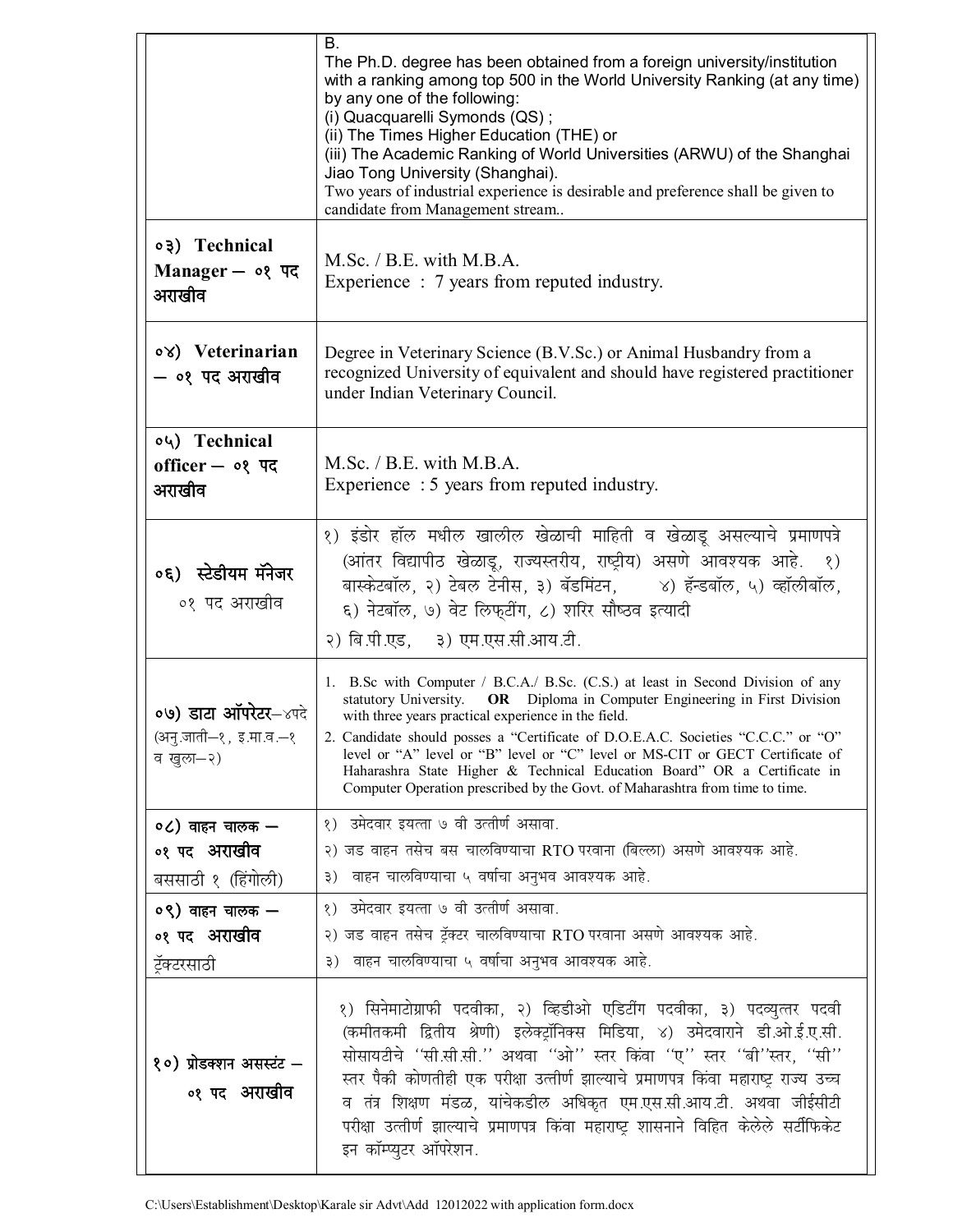| | |
|---|---|
| | B.<br>The Ph.D. degree has been obtained from a foreign university/institution with a ranking among top 500 in the World University Ranking (at any time) by any one of the following:<br>(i) Quacquarelli Symonds (QS) ;<br>(ii) The Times Higher Education (THE) or<br>(iii) The Academic Ranking of World Universities (ARWU) of the Shanghai Jiao Tong University (Shanghai).<br>Two years of industrial experience is desirable and preference shall be given to candidate from Management stream.. |
| **०३) Technical Manager – ०१ पद अराखीव** | M.Sc. / B.E. with M.B.A.<br>Experience : 7 years from reputed industry. |
| **०४) Veterinarian – ०१ पद अराखीव** | Degree in Veterinary Science (B.V.Sc.) or Animal Husbandry from a recognized University of equivalent and should have registered practitioner under Indian Veterinary Council. |
| **०५) Technical officer – ०१ पद अराखीव** | M.Sc. / B.E. with M.B.A.<br>Experience : 5 years from reputed industry. |
| **०६) स्टेडीयम मॅनेजर** ०१ पद अराखीव | १) इंडोर हॉल मधील खालील खेळाची माहिती व खेळाडू असल्याचे प्रमाणपत्रे (आंतर विद्यापीठ खेळाडू, राज्यस्तरीय, राष्ट्रीय) असणे आवश्यक आहे. १) बास्केटबॉल, २) टेबल टेनीस, ३) बॅडमिंटन, ४) हॅन्डबॉल, ५) व्हॉलीबॉल, ६) नेटबॉल, ७) वेट लिफ्टींग, ८) शरिर सौष्ठव इत्यादी<br>२) बि.पी.एड, ३) एम.एस.सी.आय.टी. |
| **०७) डाटा ऑपरेटर**–४पदे (अनु.जाती–१, इ.मा.व.–१ व खुला–२) | 1. B.Sc with Computer / B.C.A./ B.Sc. (C.S.) at least in Second Division of any statutory University. **OR** Diploma in Computer Engineering in First Division with three years practical experience in the field.<br>2. Candidate should posses a "Certificate of D.O.E.A.C. Societies "C.C.C." or "O" level or "A" level or "B" level or "C" level or MS-CIT or GECT Certificate of Haharashra State Higher & Technical Education Board" OR a Certificate in Computer Operation prescribed by the Govt. of Maharashtra from time to time. |
| **०८) वाहन चालक – ०१ पद अराखीव** बससाठी १ (हिंगोली) | १) उमेदवार इयत्ता ७ वी उत्तीर्ण असावा.<br>२) जड वाहन तसेच बस चालविण्याचा RTO परवाना (बिल्ला) असणे आवश्यक आहे.<br>३) वाहन चालविण्याचा ५ वर्षाचा अनुभव आवश्यक आहे. |
| **०९) वाहन चालक – ०१ पद अराखीव** ट्रॅक्टरसाठी | १) उमेदवार इयत्ता ७ वी उत्तीर्ण असावा.<br>२) जड वाहन तसेच ट्रॅक्टर चालविण्याचा RTO परवाना असणे आवश्यक आहे.<br>३) वाहन चालविण्याचा ५ वर्षाचा अनुभव आवश्यक आहे. |
| **१०) प्रोडक्शन असस्टंट – ०१ पद अराखीव** | १) सिनेमाटोग्राफी पदवीका, २) व्हिडीओ एडिटींग पदवीका, ३) पदव्युत्तर पदवी (कमीतकमी द्वितीय श्रेणी) इलेक्ट्रॉनिक्स मिडिया, ४) उमेदवाराने डी.ओ.ई.ए.सी. सोसायटीचे "सी.सी.सी." अथवा "ओ" स्तर किंवा "ए" स्तर "बी"स्तर, "सी" स्तर पैकी कोणतीही एक परीक्षा उत्तीर्ण झाल्याचे प्रमाणपत्र किंवा महाराष्ट्र राज्य उच्च व तंत्र शिक्षण मंडळ, यांचेकडील अधिकृत एम.एस.सी.आय.टी. अथवा जीईसीटी परीक्षा उत्तीर्ण झाल्याचे प्रमाणपत्र किंवा महाराष्ट्र शासनाने विहित केलेले सर्टीफिकेट इन कॉम्प्युटर ऑपरेशन. |

C:\Users\Establishment\Desktop\Karale sir Advt\Add 12012022 with application form.docx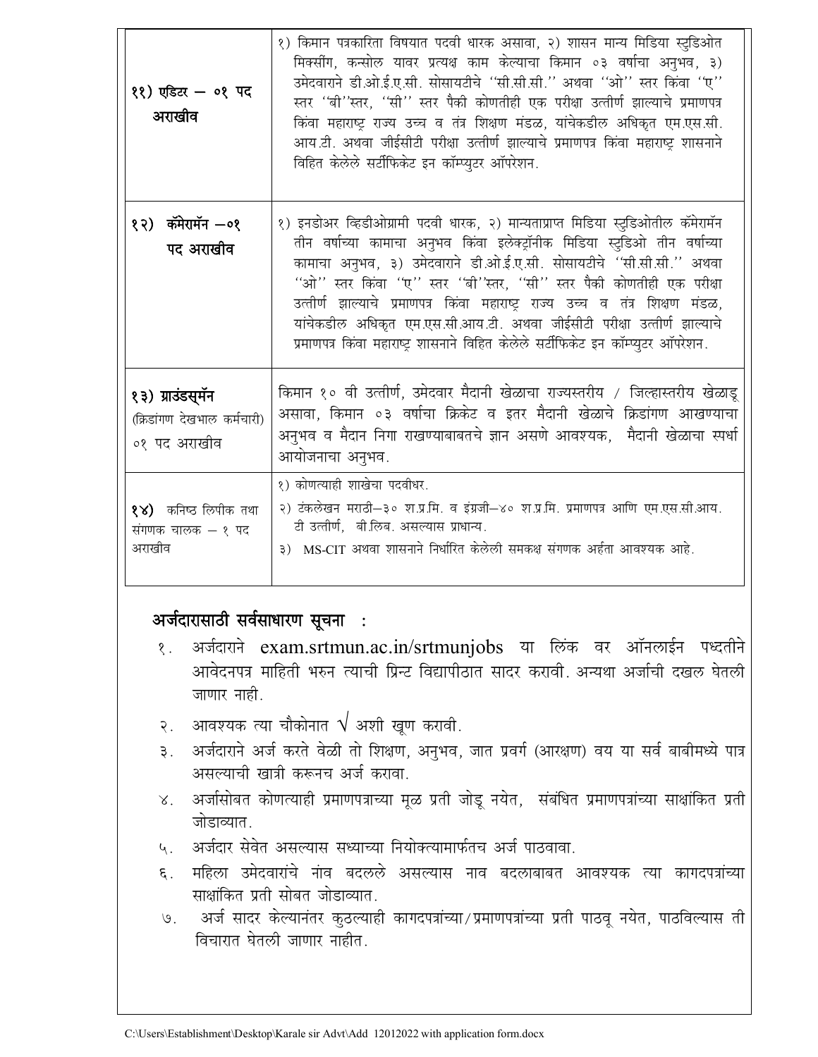| | |
|---|---|
| **११) एडिटर — ०१ पद अराखीव** | १) किमान पत्रकारिता विषयात पदवी धारक असावा, २) शासन मान्य मिडिया स्टुडिओत मिक्सींग, कन्सोल यावर प्रत्यक्ष काम केल्याचा किमान ०३ वर्षाचा अनुभव, ३) उमेदवाराने डी.ओ.ई.ए.सी. सोसायटीचे "सी.सी.सी." अथवा "ओ" स्तर किंवा "ए" स्तर "बी"स्तर, "सी" स्तर पैकी कोणतीही एक परीक्षा उत्तीर्ण झाल्याचे प्रमाणपत्र किंवा महाराष्ट्र राज्य उच्च व तंत्र शिक्षण मंडळ, यांचेकडील अधिकृत एम.एस.सी. आय.टी. अथवा जीईसीटी परीक्षा उत्तीर्ण झाल्याचे प्रमाणपत्र किंवा महाराष्ट्र शासनाने विहित केलेले सर्टीफिकेट इन कॉम्प्युटर ऑपरेशन. |
| **१२) कॅमेरामॅन —०१ पद अराखीव** | १) इनडोअर व्हिडीओग्रामी पदवी धारक, २) मान्यताप्राप्त मिडिया स्टुडिओतील कॅमेरामॅन तीन वर्षाच्या कामाचा अनुभव किंवा इलेक्ट्रॉनीक मिडिया स्टुडिओ तीन वर्षाच्या कामाचा अनुभव, ३) उमेदवाराने डी.ओ.ई.ए.सी. सोसायटीचे "सी.सी.सी." अथवा "ओ" स्तर किंवा "ए" स्तर "बी"स्तर, "सी" स्तर पैकी कोणतीही एक परीक्षा उत्तीर्ण झाल्याचे प्रमाणपत्र किंवा महाराष्ट्र राज्य उच्च व तंत्र शिक्षण मंडळ, यांचेकडील अधिकृत एम.एस.सी.आय.टी. अथवा जीईसीटी परीक्षा उत्तीर्ण झाल्याचे प्रमाणपत्र किंवा महाराष्ट्र शासनाने विहित केलेले सर्टीफिकेट इन कॉम्प्युटर ऑपरेशन. |
| **१३) ग्राउंडसमॅन** (क्रिडांगण देखभाल कर्मचारी) ०१ पद अराखीव | किमान १० वी उत्तीर्ण, उमेदवार मैदानी खेळाचा राज्यस्तरीय / जिल्हास्तरीय खेळाडू असावा, किमान ०३ वर्षाचा क्रिकेट व इतर मैदानी खेळाचे क्रिडांगण आखण्याचा अनुभव व मैदान निगा राखण्याबाबतचे ज्ञान असणे आवश्यक, मैदानी खेळाचा स्पर्धा आयोजनाचा अनुभव. |
| **१४)** कनिष्ठ लिपीक तथा संगणक चालक — १ पद अराखीव | १) कोणत्याही शाखेचा पदवीधर.<br>२) टंकलेखन मराठी—३० श.प्र.मि. व इंग्रजी—४० श.प्र.मि. प्रमाणपत्र आणि एम.एस.सी.आय.टी उत्तीर्ण, बी.लिब. असल्यास प्राधान्य.<br>३) MS-CIT अथवा शासनाने निर्धारित केलेली समकक्ष संगणक अर्हता आवश्यक आहे. |

## अर्जदारासाठी सर्वसाधारण सूचना :

१. अर्जदाराने exam.srtmun.ac.in/srtmunjobs या लिंक वर ऑनलाईन पध्दतीने आवेदनपत्र माहिती भरुन त्याची प्रिन्ट विद्यापीठात सादर करावी. अन्यथा अर्जाची दखल घेतली जाणार नाही.

२. आवश्यक त्या चौकोनात √ अशी खूण करावी.

३. अर्जदाराने अर्ज करते वेळी तो शिक्षण, अनुभव, जात प्रवर्ग (आरक्षण) वय या सर्व बाबीमध्ये पात्र असल्याची खात्री करूनच अर्ज करावा.

४. अर्जासोबत कोणत्याही प्रमाणपत्राच्या मूळ प्रती जोडू नयेत, संबंधित प्रमाणपत्रांच्या साक्षांकित प्रती जोडाव्यात.

५. अर्जदार सेवेत असल्यास सध्याच्या नियोक्त्यामार्फतच अर्ज पाठवावा.

६. महिला उमेदवारांचे नांव बदलले असल्यास नाव बदलाबाबत आवश्यक त्या कागदपत्रांच्या साक्षांकित प्रती सोबत जोडाव्यात.

७. अर्ज सादर केल्यानंतर कुठल्याही कागदपत्रांच्या/प्रमाणपत्रांच्या प्रती पाठवू नयेत, पाठविल्यास ती विचारात घेतली जाणार नाहीत.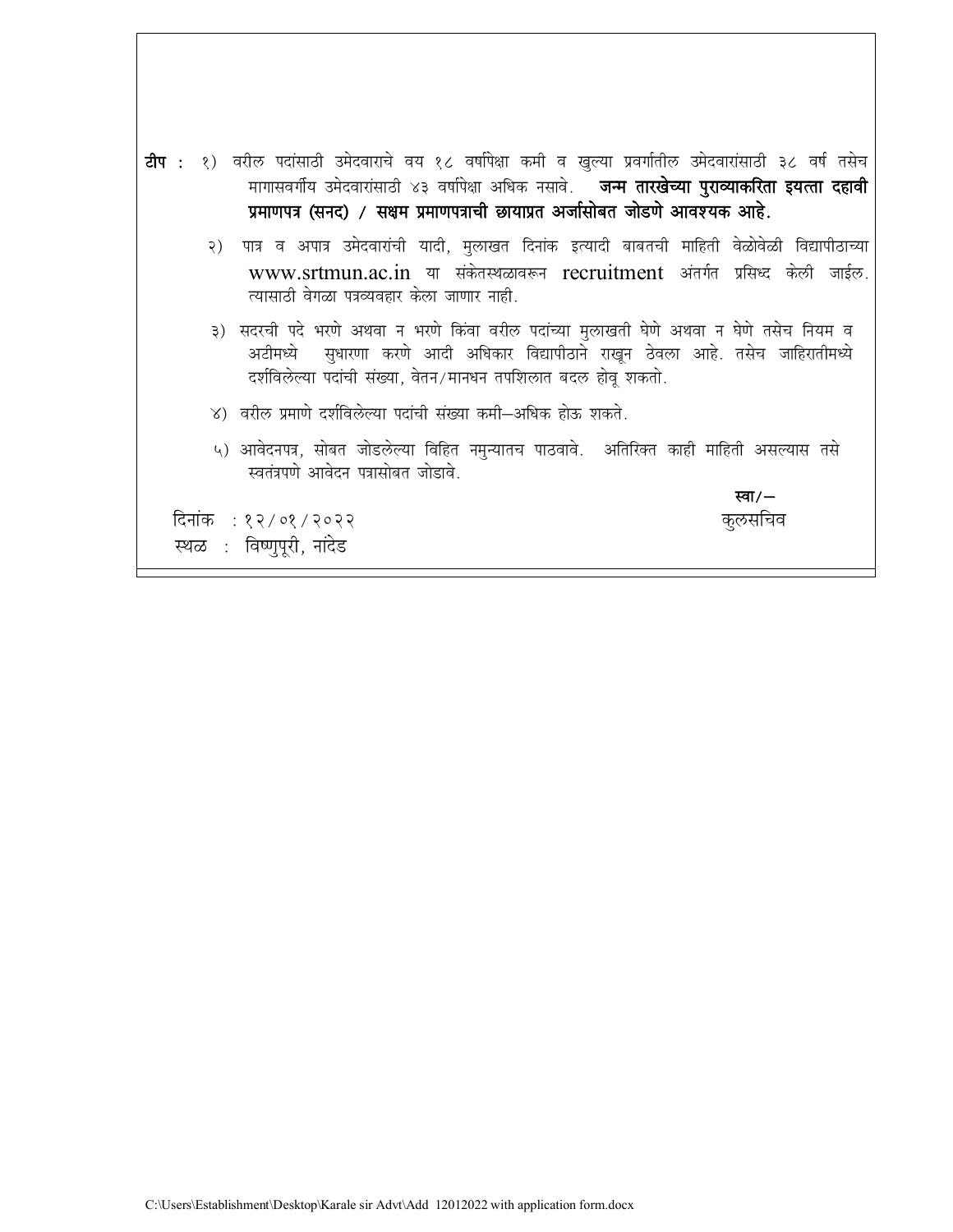**टीप :** १) वरील पदांसाठी उमेदवाराचे वय १८ वर्षापेक्षा कमी व खुल्या प्रवर्गातील उमेदवारांसाठी ३८ वर्ष तसेच मागासवर्गीय उमेदवारांसाठी ४३ वर्षापेक्षा अधिक नसावे. **जन्म तारखेच्या पुराव्याकरिता इयत्ता दहावी प्रमाणपत्र (सनद) / सक्षम प्रमाणपत्राची छायाप्रत अर्जासोबत जोडणे आवश्यक आहे.**

२) पात्र व अपात्र उमेदवारांची यादी, मुलाखत दिनांक इत्यादी बाबतची माहिती वेळोवेळी विद्यापीठाच्या www.srtmun.ac.in या संकेतस्थळावरून recruitment अंतर्गत प्रसिध्द केली जाईल. त्यासाठी वेगळा पत्रव्यवहार केला जाणार नाही.

३) सदरची पदे भरणे अथवा न भरणे किंवा वरील पदांच्या मुलाखती घेणे अथवा न घेणे तसेच नियम व अटीमध्ये सुधारणा करणे आदी अधिकार विद्यापीठाने राखून ठेवला आहे. तसेच जाहिरातीमध्ये दर्शविलेल्या पदांची संख्या, वेतन/मानधन तपशिलात बदल होवू शकतो.

४) वरील प्रमाणे दर्शविलेल्या पदांची संख्या कमी–अधिक होऊ शकते.

५) आवेदनपत्र, सोबत जोडलेल्या विहित नमुन्यातच पाठवावे. अतिरिक्त काही माहिती असल्यास तसे स्वतंत्रपणे आवेदन पत्रासोबत जोडावे.

स्वा/–
कुलसचिव

दिनांक : १२/०१/२०२२
स्थळ : विष्णुपूरी, नांदेड

C:\Users\Establishment\Desktop\Karale sir Advt\Add 12012022 with application form.docx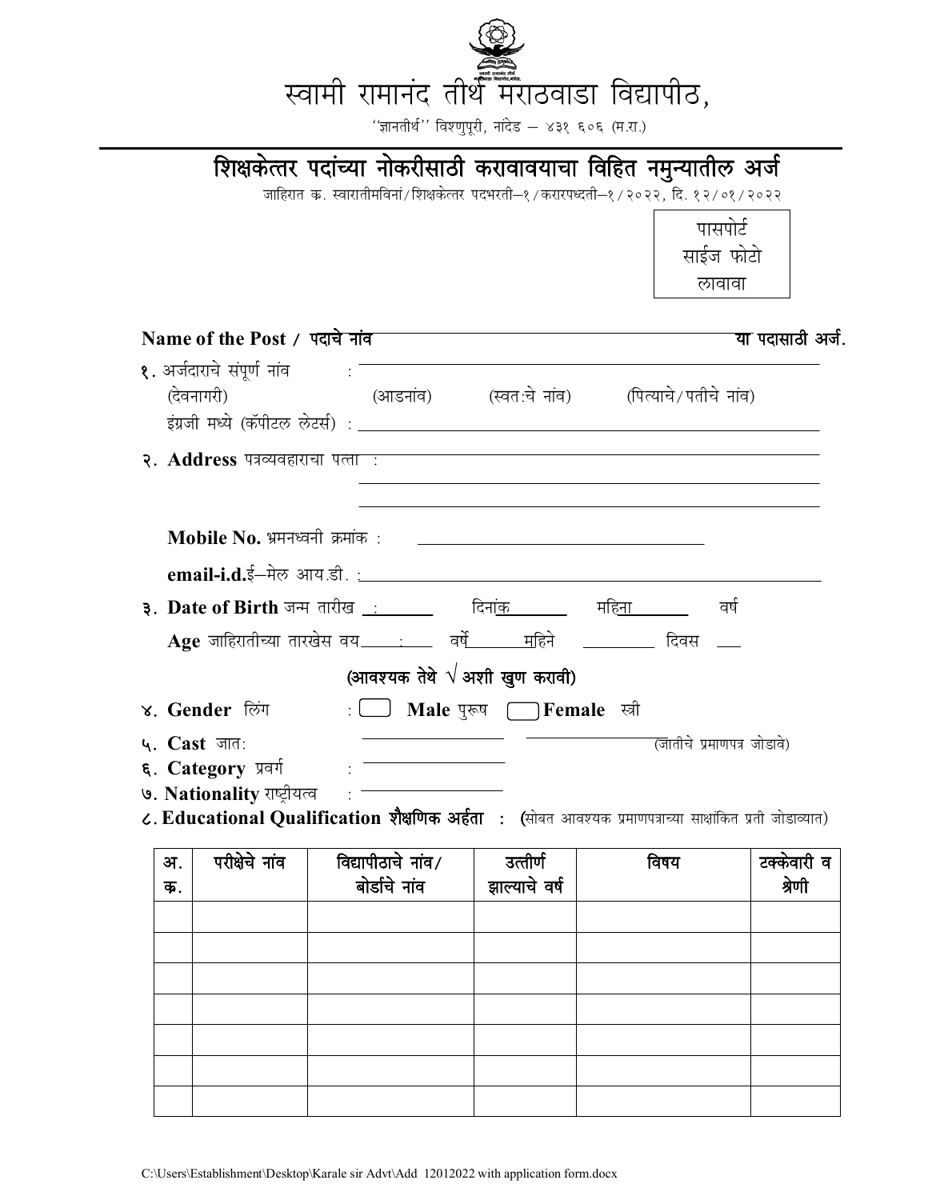# स्वामी रामानंद तीर्थ मराठवाडा विद्यापीठ,

"ज्ञानतीर्थ" विश्णुपूरी, नांदेड – ४३१ ६०६ (म.रा.)

## शिक्षकेत्तर पदांच्या नोकरीसाठी करावावयाचा विहित नमुन्यातील अर्ज

जाहिरात क्र. स्वारातीमविनां/शिक्षकेत्तर पदभरती–१/करारपध्दती–१/२०२२, दि. १२/०१/२०२२

पासपोर्ट साईज फोटो लावावा

**Name of the Post /** पदाचे नांव ______________________________ **या पदासाठी अर्ज.**

१. अर्जदाराचे संपूर्ण नांव : ______________________________

(देवनागरी) (आडनांव) (स्वत:चे नांव) (पित्याचे/पतीचे नांव)

इंग्रजी मध्ये (कॅपीटल लेटर्स) : ______________________________

२. **Address** पत्रव्यवहाराचा पत्ता : ______________________________

______________________________

______________________________

**Mobile No.** भ्रमनध्वनी क्रमांक : ______________________________

**email-i.d.**ई–मेल आय.डी. : ______________________________

३. **Date of Birth** जन्म तारीख : ______ दिनांक ______ महिना ______ वर्ष

**Age** जाहिरातीच्या तारखेस वय ______ : ______ वर्षे ______ महिने ______ दिवस ___

**(आवश्यक तेथे √ अशी खुण करावी)**

४. **Gender** लिंग : ☐ **Male** पुरूष ☐ **Female** स्त्री

५. **Cast** जात: ______________ ______________ (जातीचे प्रमाणपत्र जोडावे)

६. **Category** प्रवर्ग : ______________

७. **Nationality** राष्ट्रीयत्व : ______________

८. **Educational Qualification शैक्षणिक अर्हता :** (सोबत आवश्यक प्रमाणपत्राच्या साक्षांकित प्रती जोडाव्यात)

| अ. क्र. | परीक्षेचे नांव | विद्यापीठाचे नांव/ बोर्डाचे नांव | उत्तीर्ण झाल्याचे वर्ष | विषय | टक्केवारी व श्रेणी |
|---|---|---|---|---|---|
| | | | | | |
| | | | | | |
| | | | | | |
| | | | | | |
| | | | | | |
| | | | | | |
| | | | | | |

C:\Users\Establishment\Desktop\Karale sir Advt\Add 12012022 with application form.docx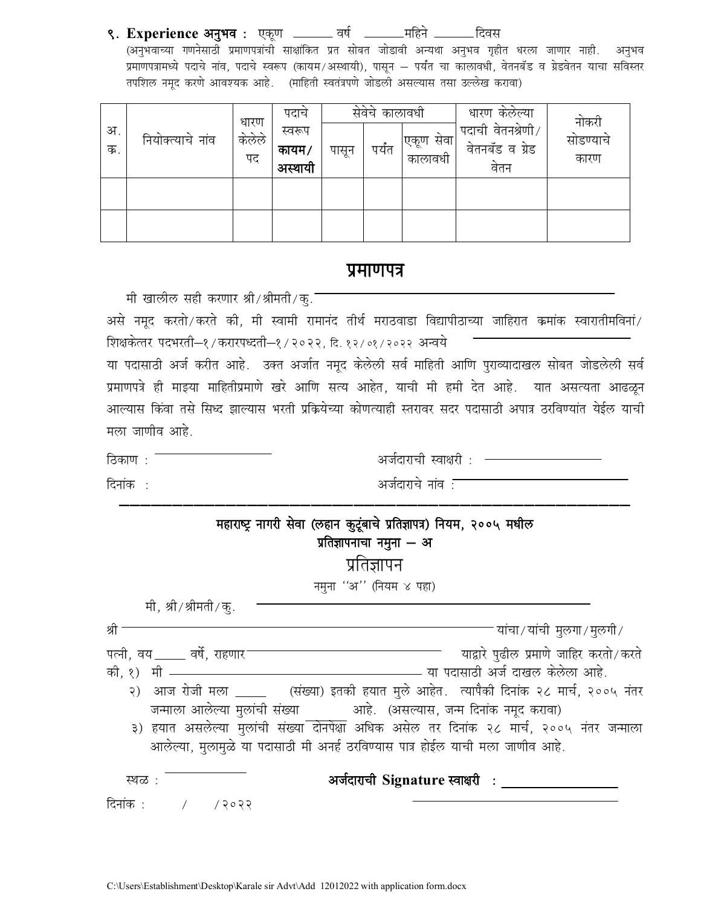९. **Experience अनुभव :** एकूण ______ वर्ष ______महिने ______दिवस

(अनुभवाच्या गणनेसाठी प्रमाणपत्रांची साक्षांकित प्रत सोबत जोडावी अन्यथा अनुभव गृहीत धरला जाणार नाही. अनुभव प्रमाणपत्रामध्ये पदाचे नांव, पदाचे स्वरूप (कायम/अस्थायी), पासून – पर्यंत चा कालावधी, वेतनबँड व ग्रेडवेतन याचा सविस्तर तपशिल नमूद करणे आवश्यक आहे. (माहिती स्वतंत्रपणे जोडली असल्यास तसा उल्लेख करावा)

| अ. क्र. | नियोक्त्याचे नांव | धारण केलेले पद | पदाचे स्वरूप **कायम/ अस्थायी** | सेवेचे कालावधी | | | धारण केलेल्या पदाची वेतनश्रेणी/ वेतनबॅंड व ग्रेड वेतन | नोकरी सोडण्याचे कारण |
|---|---|---|---|---|---|---|---|---|
| | | | | पासून | पर्यंत | एकूण सेवा कालावधी | | |
| | | | | | | | | |
| | | | | | | | | |

## प्रमाणपत्र

मी खालील सही करणार श्री/श्रीमती/कु. ______________________________

असे नमूद करतो/करते की, मी स्वामी रामानंद तीर्थ मराठवाडा विद्यापीठाच्या जाहिरात क्रमांक स्वारातीमविनां/ शिक्षकेत्तर पदभरती–१/करारपध्दती–१/२०२२, दि. १२/०१/२०२२ अन्वये ______________________ या पदासाठी अर्ज करीत आहे. उक्त अर्जात नमूद केलेली सर्व माहिती आणि पुराव्यादाखल सोबत जोडलेली सर्व प्रमाणपत्रे ही माझ्या माहितीप्रमाणे खरे आणि सत्य आहेत, याची मी हमी देत आहे. यात असत्यता आढळून आल्यास किंवा तसे सिध्द झाल्यास भरती प्रक्रियेच्या कोणत्याही स्तरावर सदर पदासाठी अपात्र ठरविण्यांत येईल याची मला जाणीव आहे.

ठिकाण : ____________ अर्जदाराची स्वाक्षरी : ____________

दिनांक : अर्जदाराचे नांव : ____________

---

**महाराष्ट्र नागरी सेवा (लहान कुटूंबाचे प्रतिज्ञापत्र) नियम, २००५ मधील**
**प्रतिज्ञापनाचा नमुना – अ**

## प्रतिज्ञापन

नमुना ''अ'' (नियम ४ पहा)

मी, श्री/श्रीमती/कु. ______________________________

श्री ______________________________ यांचा/यांची मुलगा/मुलगी/

पत्नी, वय _____ वर्षे, राहणार ______________________ याद्वारे पुढील प्रमाणे जाहिर करतो/करते

की, १) मी ______________________________ या पदासाठी अर्ज दाखल केलेला आहे.

२) आज रोजी मला _____ (संख्या) इतकी हयात मुले आहेत. त्यापैकी दिनांक २८ मार्च, २००५ नंतर जन्माला आलेल्या मुलांची संख्या _____ आहे. (असल्यास, जन्म दिनांक नमूद करावा)

३) हयात असलेल्या मुलांची संख्या दोनपेक्षा अधिक असेल तर दिनांक २८ मार्च, २००५ नंतर जन्माला आलेल्या, मुलामुळे या पदासाठी मी अनर्ह ठरविण्यास पात्र होईल याची मला जाणीव आहे.

स्थळ : ____________ **अर्जदाराची Signature स्वाक्षरी : ____________**

दिनांक : / /२०२२

C:\Users\Establishment\Desktop\Karale sir Advt\Add 12012022 with application form.docx